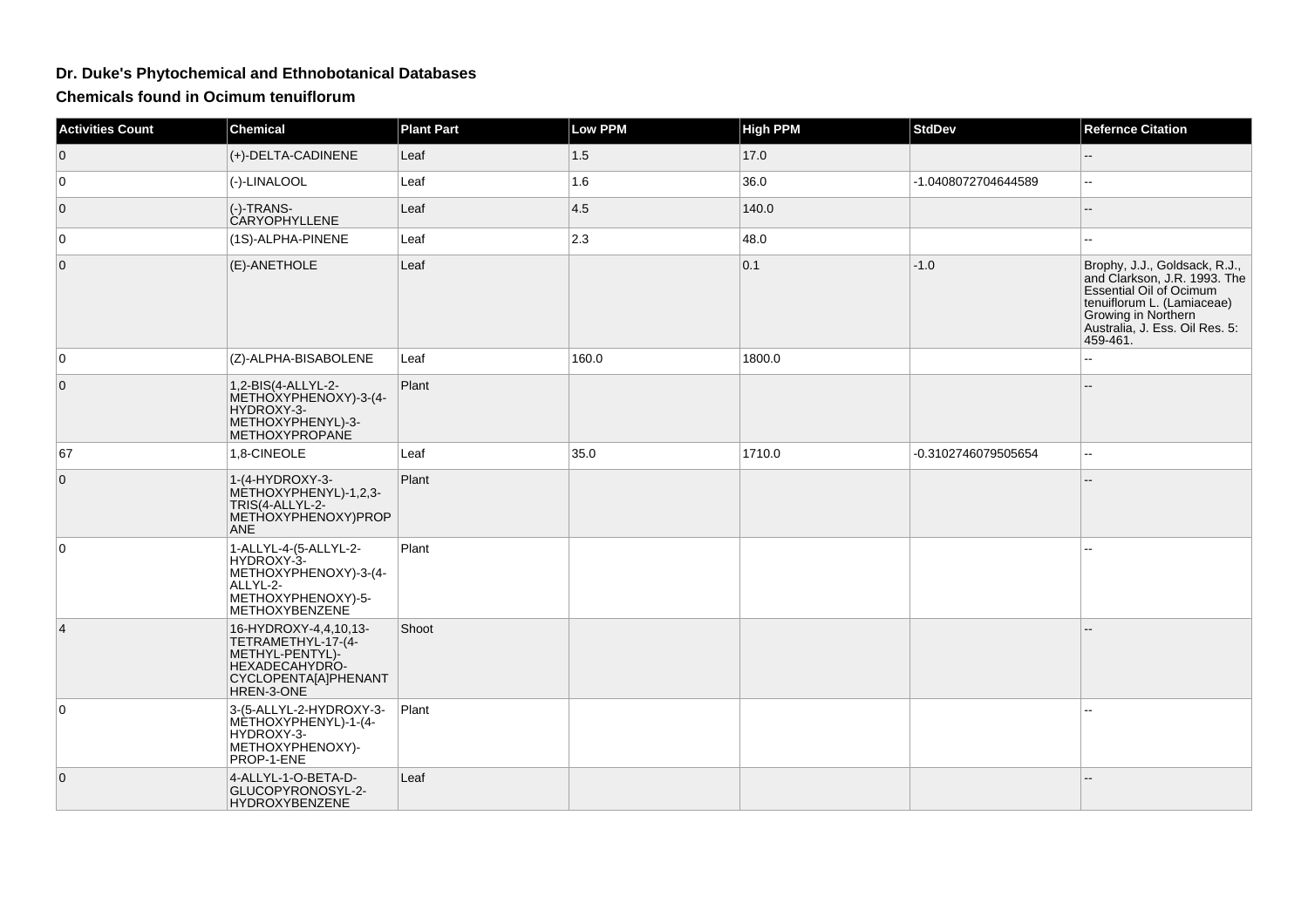# Dr. Duke's Phytochemical and Ethnobotanical Databases

## Chemicals found in Ocimum tenuiflorum

| Activities Count | Chemical | Plant Part | Low PPM | High PPM | StdDev | Refernce Citation |
|---|---|---|---|---|---|---|
| 0 | (+)-DELTA-CADINENE | Leaf | 1.5 | 17.0 | | -- |
| 0 | (-)-LINALOOL | Leaf | 1.6 | 36.0 | -1.0408072704644589 | -- |
| 0 | (-)-TRANS-CARYOPHYLLENE | Leaf | 4.5 | 140.0 | | -- |
| 0 | (1S)-ALPHA-PINENE | Leaf | 2.3 | 48.0 | | -- |
| 0 | (E)-ANETHOLE | Leaf | | 0.1 | -1.0 | Brophy, J.J., Goldsack, R.J., and Clarkson, J.R. 1993. The Essential Oil of Ocimum tenuiflorum L. (Lamiaceae) Growing in Northern Australia, J. Ess. Oil Res. 5: 459-461. |
| 0 | (Z)-ALPHA-BISABOLENE | Leaf | 160.0 | 1800.0 | | -- |
| 0 | 1,2-BIS(4-ALLYL-2-METHOXYPHENOXY)-3-(4-HYDROXY-3-METHOXYPHENYL)-3-METHOXYPROPANE | Plant | | | | -- |
| 67 | 1,8-CINEOLE | Leaf | 35.0 | 1710.0 | -0.3102746079505654 | -- |
| 0 | 1-(4-HYDROXY-3-METHOXYPHENYL)-1,2,3-TRIS(4-ALLYL-2-METHOXYPHENOXY)PROPANE | Plant | | | | -- |
| 0 | 1-ALLYL-4-(5-ALLYL-2-HYDROXY-3-METHOXYPHENOXY)-3-(4-ALLYL-2-METHOXYPHENOXY)-5-METHOXYBENZENE | Plant | | | | -- |
| 4 | 16-HYDROXY-4,4,10,13-TETRAMETHYL-17-(4-METHYL-PENTYL)-HEXADECAHYDRO-CYCLOPENTA[A]PHENANTHREN-3-ONE | Shoot | | | | -- |
| 0 | 3-(5-ALLYL-2-HYDROXY-3-METHOXYPHENYL)-1-(4-HYDROXY-3-METHOXYPHENOXY)-PROP-1-ENE | Plant | | | | -- |
| 0 | 4-ALLYL-1-O-BETA-D-GLUCOPYRONOSYL-2-HYDROXYBENZENE | Leaf | | | | -- |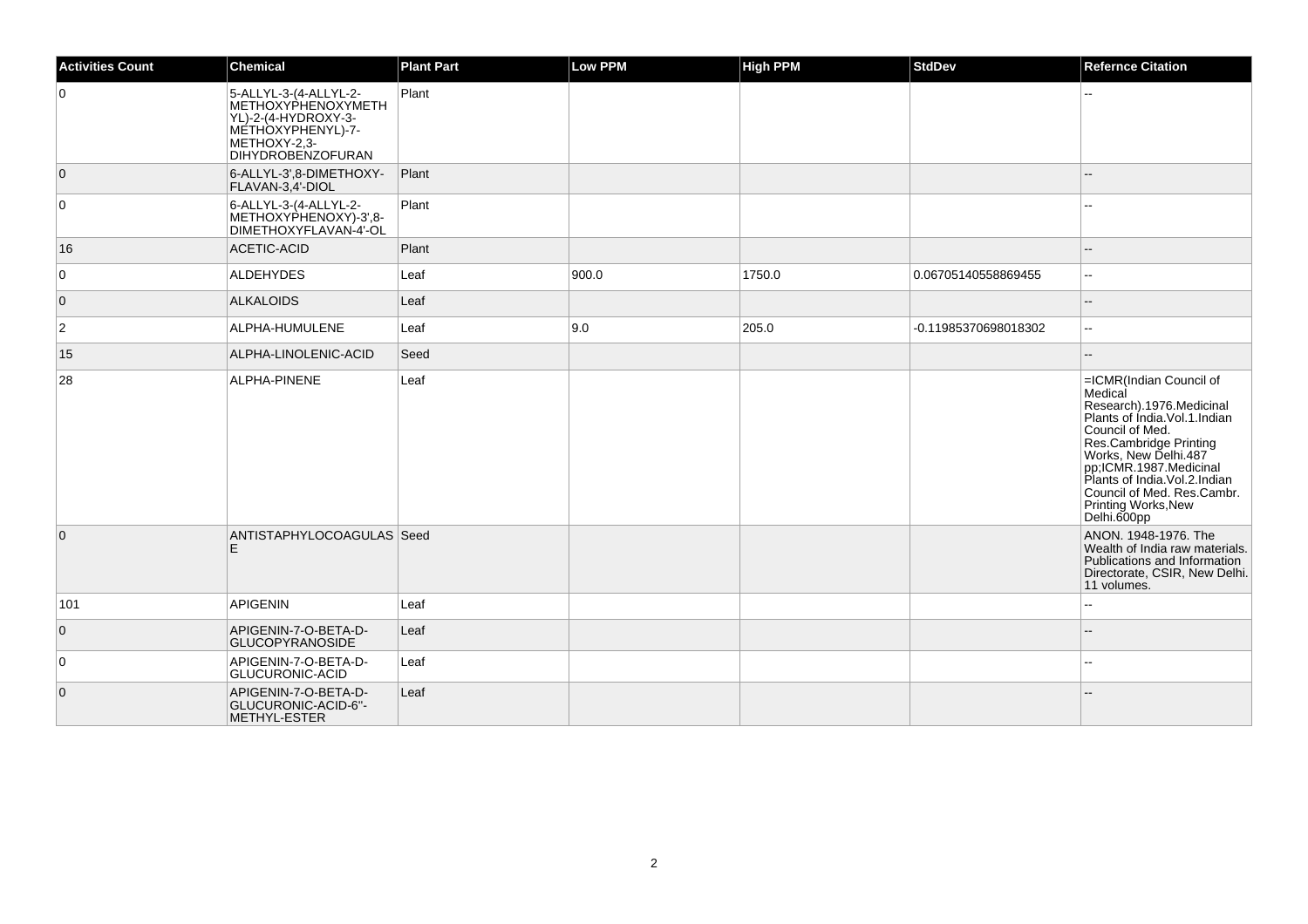| Activities Count | Chemical | Plant Part | Low PPM | High PPM | StdDev | Refernce Citation |
|---|---|---|---|---|---|---|
| 0 | 5-ALLYL-3-(4-ALLYL-2-METHOXYPHENOXYMETHYL)-2-(4-HYDROXY-3-METHOXYPHENYL)-7-METHOXY-2,3-DIHYDROBENZOFURAN | Plant | | | | -- |
| 0 | 6-ALLYL-3',8-DIMETHOXY-FLAVAN-3,4'-DIOL | Plant | | | | -- |
| 0 | 6-ALLYL-3-(4-ALLYL-2-METHOXYPHENOXY)-3',8-DIMETHOXYFLAVAN-4'-OL | Plant | | | | -- |
| 16 | ACETIC-ACID | Plant | | | | -- |
| 0 | ALDEHYDES | Leaf | 900.0 | 1750.0 | 0.06705140558869455 | -- |
| 0 | ALKALOIDS | Leaf | | | | -- |
| 2 | ALPHA-HUMULENE | Leaf | 9.0 | 205.0 | -0.11985370698018302 | -- |
| 15 | ALPHA-LINOLENIC-ACID | Seed | | | | -- |
| 28 | ALPHA-PINENE | Leaf | | | | =ICMR(Indian Council of Medical Research).1976.Medicinal Plants of India.Vol.1.Indian Council of Med. Res.Cambridge Printing Works, New Delhi.487 pp;ICMR.1987.Medicinal Plants of India.Vol.2.Indian Council of Med. Res.Cambr. Printing Works,New Delhi.600pp |
| 0 | ANTISTAPHYLOCOAGULASE | Seed | | | | ANON. 1948-1976. The Wealth of India raw materials. Publications and Information Directorate, CSIR, New Delhi. 11 volumes. |
| 101 | APIGENIN | Leaf | | | | -- |
| 0 | APIGENIN-7-O-BETA-D-GLUCOPYRANOSIDE | Leaf | | | | -- |
| 0 | APIGENIN-7-O-BETA-D-GLUCURONIC-ACID | Leaf | | | | -- |
| 0 | APIGENIN-7-O-BETA-D-GLUCURONIC-ACID-6''-METHYL-ESTER | Leaf | | | | -- |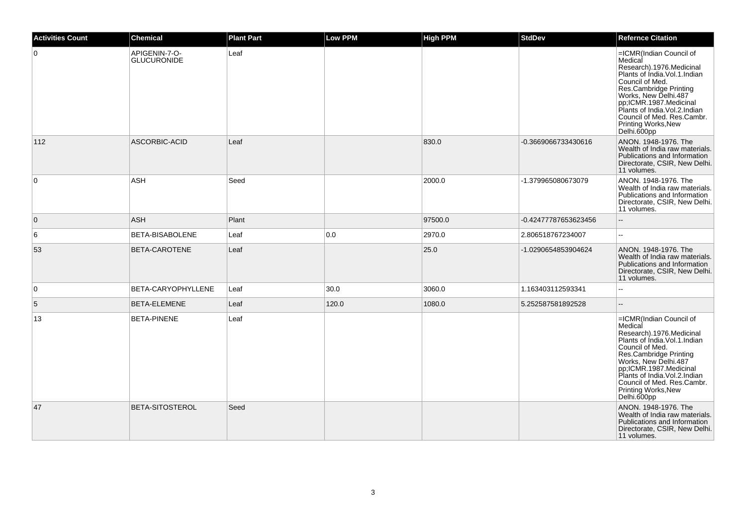| Activities Count | Chemical | Plant Part | Low PPM | High PPM | StdDev | Refernce Citation |
| --- | --- | --- | --- | --- | --- | --- |
| 0 | APIGENIN-7-O-GLUCURONIDE | Leaf | | | | =ICMR(Indian Council of Medical Research).1976.Medicinal Plants of India.Vol.1.Indian Council of Med. Res.Cambridge Printing Works, New Delhi.487 pp;ICMR.1987.Medicinal Plants of India.Vol.2.Indian Council of Med. Res.Cambr. Printing Works,New Delhi.600pp |
| 112 | ASCORBIC-ACID | Leaf | | 830.0 | -0.3669066733430616 | ANON. 1948-1976. The Wealth of India raw materials. Publications and Information Directorate, CSIR, New Delhi. 11 volumes. |
| 0 | ASH | Seed | | 2000.0 | -1.379965080673079 | ANON. 1948-1976. The Wealth of India raw materials. Publications and Information Directorate, CSIR, New Delhi. 11 volumes. |
| 0 | ASH | Plant | | 97500.0 | -0.42477787653623456 | -- |
| 6 | BETA-BISABOLENE | Leaf | 0.0 | 2970.0 | 2.806518767234007 | -- |
| 53 | BETA-CAROTENE | Leaf | | 25.0 | -1.0290654853904624 | ANON. 1948-1976. The Wealth of India raw materials. Publications and Information Directorate, CSIR, New Delhi. 11 volumes. |
| 0 | BETA-CARYOPHYLLENE | Leaf | 30.0 | 3060.0 | 1.163403112593341 | -- |
| 5 | BETA-ELEMENE | Leaf | 120.0 | 1080.0 | 5.252587581892528 | -- |
| 13 | BETA-PINENE | Leaf | | | | =ICMR(Indian Council of Medical Research).1976.Medicinal Plants of India.Vol.1.Indian Council of Med. Res.Cambridge Printing Works, New Delhi.487 pp;ICMR.1987.Medicinal Plants of India.Vol.2.Indian Council of Med. Res.Cambr. Printing Works,New Delhi.600pp |
| 47 | BETA-SITOSTEROL | Seed | | | | ANON. 1948-1976. The Wealth of India raw materials. Publications and Information Directorate, CSIR, New Delhi. 11 volumes. |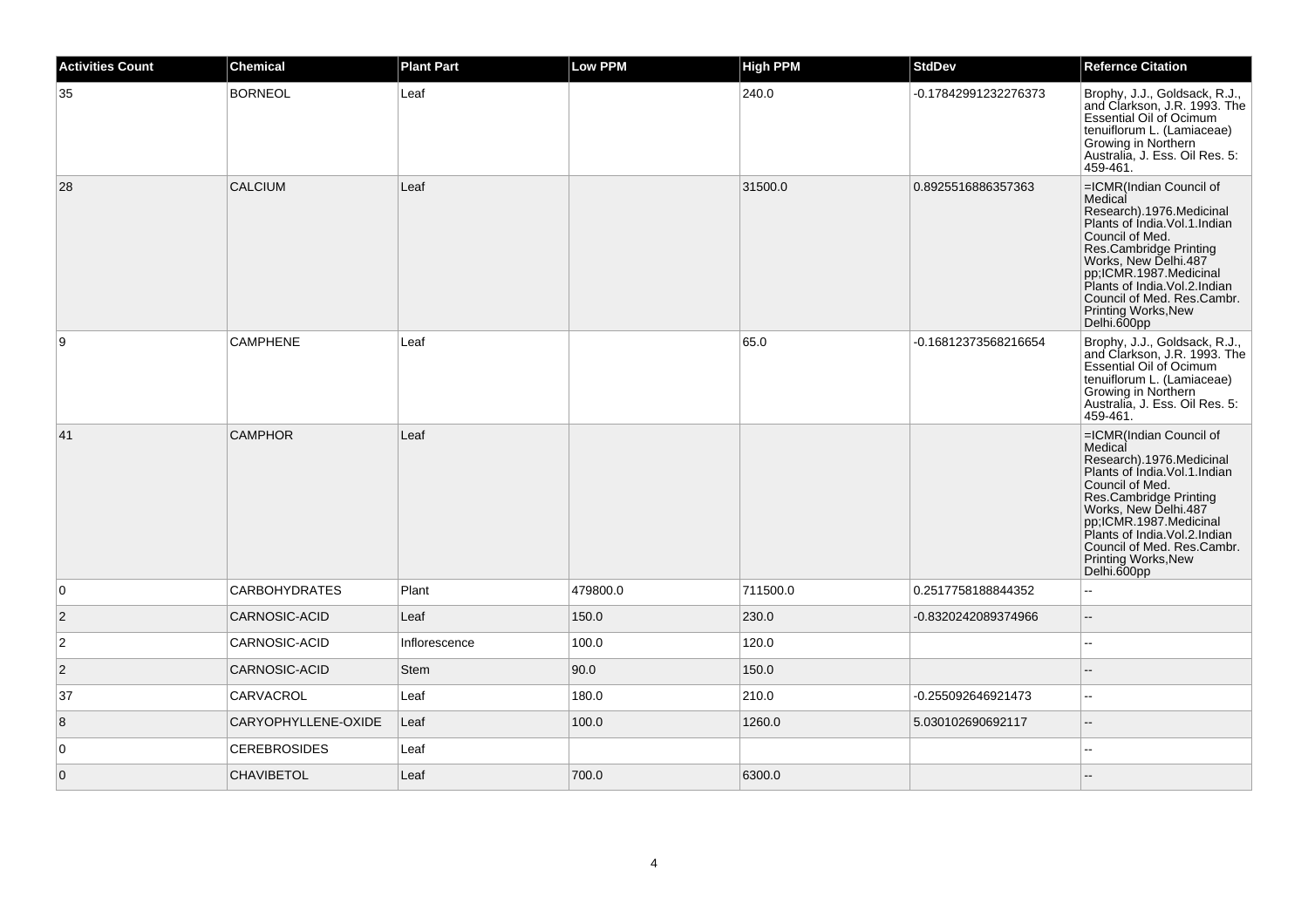| Activities Count | Chemical | Plant Part | Low PPM | High PPM | StdDev | Refernce Citation |
|---|---|---|---|---|---|---|
| 35 | BORNEOL | Leaf | | 240.0 | -0.17842991232276373 | Brophy, J.J., Goldsack, R.J., and Clarkson, J.R. 1993. The Essential Oil of Ocimum tenuiflorum L. (Lamiaceae) Growing in Northern Australia, J. Ess. Oil Res. 5: 459-461. |
| 28 | CALCIUM | Leaf | | 31500.0 | 0.8925516886357363 | =ICMR(Indian Council of Medical Research).1976.Medicinal Plants of India.Vol.1.Indian Council of Med. Res.Cambridge Printing Works, New Delhi.487 pp;ICMR.1987.Medicinal Plants of India.Vol.2.Indian Council of Med. Res.Cambr. Printing Works,New Delhi.600pp |
| 9 | CAMPHENE | Leaf | | 65.0 | -0.16812373568216654 | Brophy, J.J., Goldsack, R.J., and Clarkson, J.R. 1993. The Essential Oil of Ocimum tenuiflorum L. (Lamiaceae) Growing in Northern Australia, J. Ess. Oil Res. 5: 459-461. |
| 41 | CAMPHOR | Leaf | | | | =ICMR(Indian Council of Medical Research).1976.Medicinal Plants of India.Vol.1.Indian Council of Med. Res.Cambridge Printing Works, New Delhi.487 pp;ICMR.1987.Medicinal Plants of India.Vol.2.Indian Council of Med. Res.Cambr. Printing Works,New Delhi.600pp |
| 0 | CARBOHYDRATES | Plant | 479800.0 | 711500.0 | 0.2517758188844352 | -- |
| 2 | CARNOSIC-ACID | Leaf | 150.0 | 230.0 | -0.8320242089374966 | -- |
| 2 | CARNOSIC-ACID | Inflorescence | 100.0 | 120.0 | | -- |
| 2 | CARNOSIC-ACID | Stem | 90.0 | 150.0 | | -- |
| 37 | CARVACROL | Leaf | 180.0 | 210.0 | -0.255092646921473 | -- |
| 8 | CARYOPHYLLENE-OXIDE | Leaf | 100.0 | 1260.0 | 5.030102690692117 | -- |
| 0 | CEREBROSIDES | Leaf | | | | -- |
| 0 | CHAVIBETOL | Leaf | 700.0 | 6300.0 | | -- |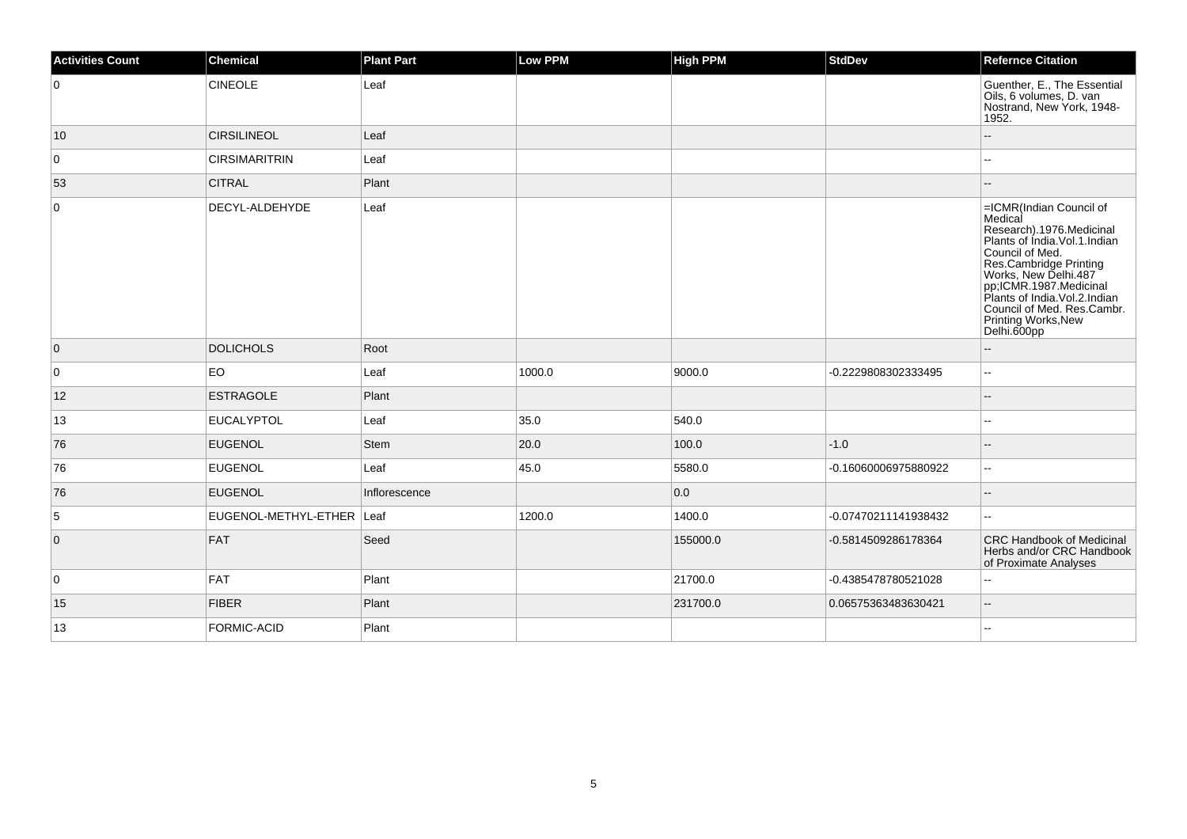| Activities Count | Chemical | Plant Part | Low PPM | High PPM | StdDev | Refernce Citation |
| --- | --- | --- | --- | --- | --- | --- |
| 0 | CINEOLE | Leaf | | | | Guenther, E., The Essential Oils, 6 volumes, D. van Nostrand, New York, 1948-1952. |
| 10 | CIRSILINEOL | Leaf | | | | -- |
| 0 | CIRSIMARITRIN | Leaf | | | | -- |
| 53 | CITRAL | Plant | | | | -- |
| 0 | DECYL-ALDEHYDE | Leaf | | | | =ICMR(Indian Council of Medical Research).1976.Medicinal Plants of India.Vol.1.Indian Council of Med. Res.Cambridge Printing Works, New Delhi.487 pp;ICMR.1987.Medicinal Plants of India.Vol.2.Indian Council of Med. Res.Cambr. Printing Works,New Delhi.600pp |
| 0 | DOLICHOLS | Root | | | | -- |
| 0 | EO | Leaf | 1000.0 | 9000.0 | -0.2229808302333495 | -- |
| 12 | ESTRAGOLE | Plant | | | | -- |
| 13 | EUCALYPTOL | Leaf | 35.0 | 540.0 | | -- |
| 76 | EUGENOL | Stem | 20.0 | 100.0 | -1.0 | -- |
| 76 | EUGENOL | Leaf | 45.0 | 5580.0 | -0.16060006975880922 | -- |
| 76 | EUGENOL | Inflorescence | | 0.0 | | -- |
| 5 | EUGENOL-METHYL-ETHER | Leaf | 1200.0 | 1400.0 | -0.07470211141938432 | -- |
| 0 | FAT | Seed | | 155000.0 | -0.5814509286178364 | CRC Handbook of Medicinal Herbs and/or CRC Handbook of Proximate Analyses |
| 0 | FAT | Plant | | 21700.0 | -0.4385478780521028 | -- |
| 15 | FIBER | Plant | | 231700.0 | 0.06575363483630421 | -- |
| 13 | FORMIC-ACID | Plant | | | | -- |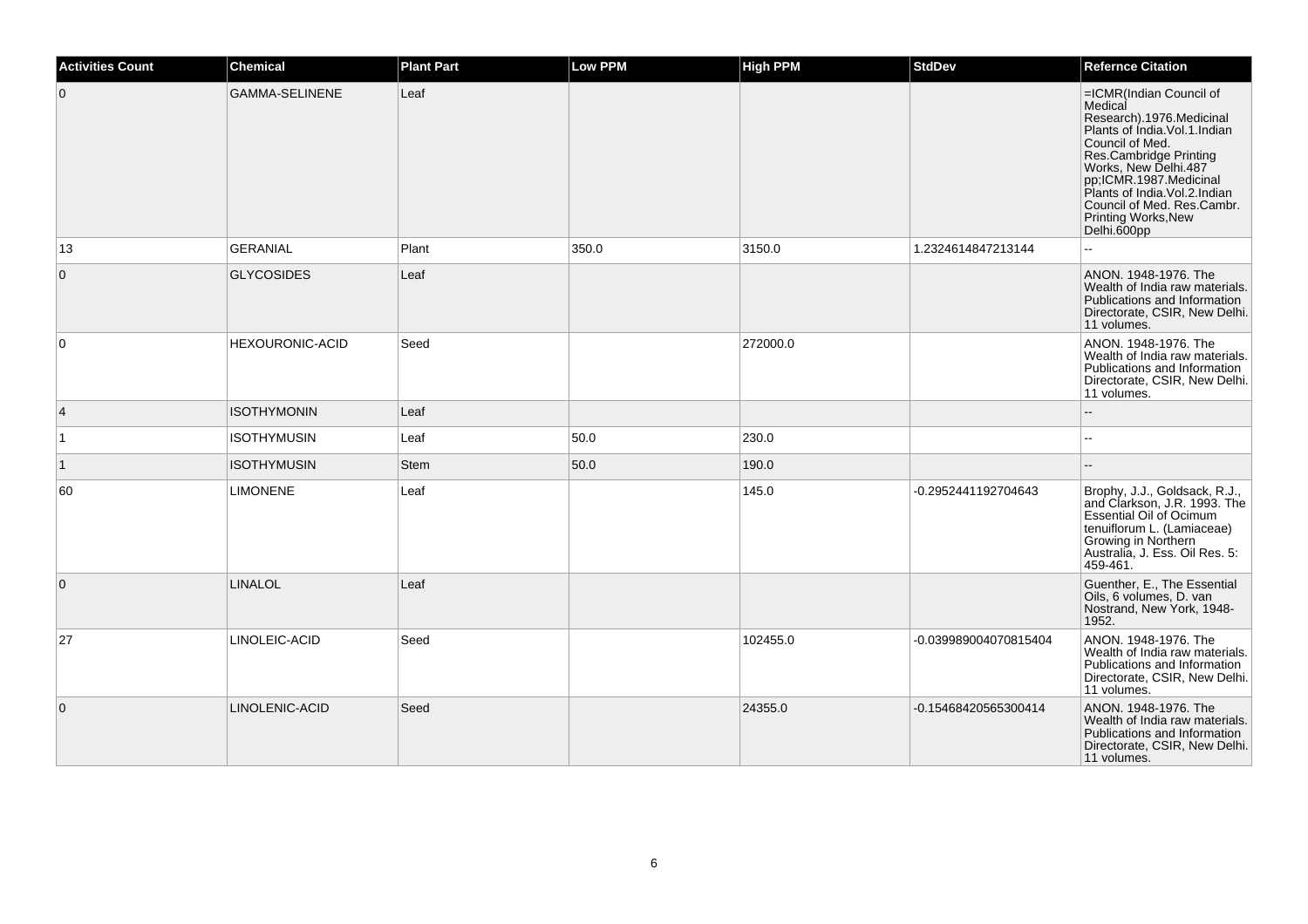| Activities Count | Chemical | Plant Part | Low PPM | High PPM | StdDev | Refernce Citation |
|---|---|---|---|---|---|---|
| 0 | GAMMA-SELINENE | Leaf | | | | =ICMR(Indian Council of Medical Research).1976.Medicinal Plants of India.Vol.1.Indian Council of Med. Res.Cambridge Printing Works, New Delhi.487 pp;ICMR.1987.Medicinal Plants of India.Vol.2.Indian Council of Med. Res.Cambr. Printing Works,New Delhi.600pp |
| 13 | GERANIAL | Plant | 350.0 | 3150.0 | 1.2324614847213144 | -- |
| 0 | GLYCOSIDES | Leaf | | | | ANON. 1948-1976. The Wealth of India raw materials. Publications and Information Directorate, CSIR, New Delhi. 11 volumes. |
| 0 | HEXOURONIC-ACID | Seed | | 272000.0 | | ANON. 1948-1976. The Wealth of India raw materials. Publications and Information Directorate, CSIR, New Delhi. 11 volumes. |
| 4 | ISOTHYMONIN | Leaf | | | | -- |
| 1 | ISOTHYMUSIN | Leaf | 50.0 | 230.0 | | -- |
| 1 | ISOTHYMUSIN | Stem | 50.0 | 190.0 | | -- |
| 60 | LIMONENE | Leaf | | 145.0 | -0.2952441192704643 | Brophy, J.J., Goldsack, R.J., and Clarkson, J.R. 1993. The Essential Oil of Ocimum tenuiflorum L. (Lamiaceae) Growing in Northern Australia, J. Ess. Oil Res. 5: 459-461. |
| 0 | LINALOL | Leaf | | | | Guenther, E., The Essential Oils, 6 volumes, D. van Nostrand, New York, 1948-1952. |
| 27 | LINOLEIC-ACID | Seed | | 102455.0 | -0.039989004070815404 | ANON. 1948-1976. The Wealth of India raw materials. Publications and Information Directorate, CSIR, New Delhi. 11 volumes. |
| 0 | LINOLENIC-ACID | Seed | | 24355.0 | -0.15468420565300414 | ANON. 1948-1976. The Wealth of India raw materials. Publications and Information Directorate, CSIR, New Delhi. 11 volumes. |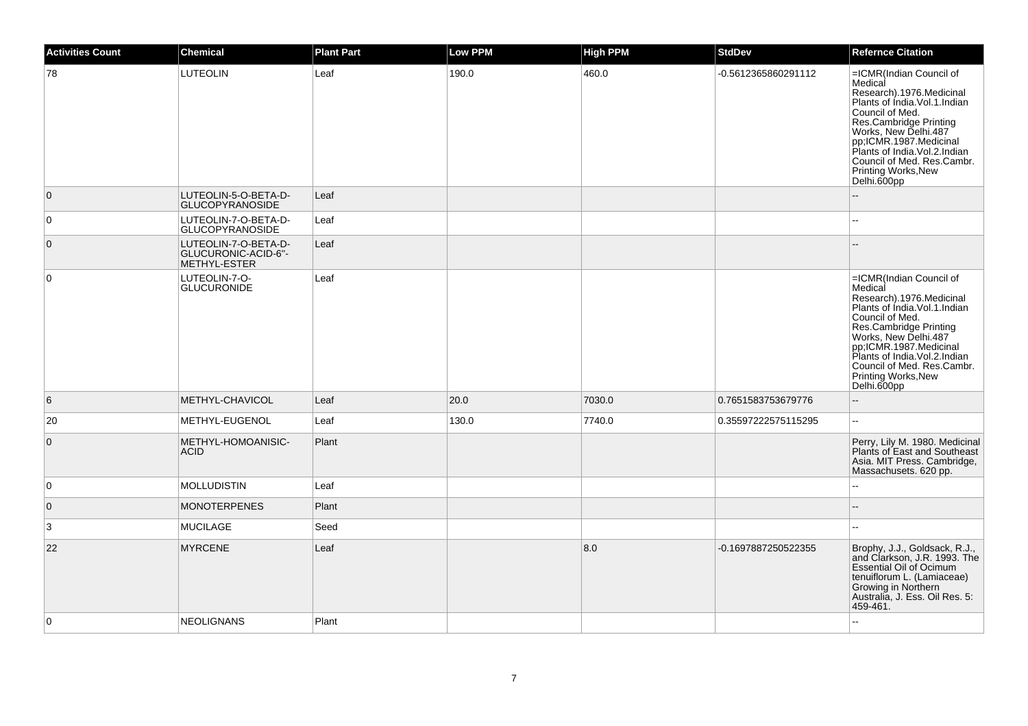| Activities Count | Chemical | Plant Part | Low PPM | High PPM | StdDev | Refernce Citation |
|---|---|---|---|---|---|---|
| 78 | LUTEOLIN | Leaf | 190.0 | 460.0 | -0.5612365860291112 | =ICMR(Indian Council of Medical Research).1976.Medicinal Plants of India.Vol.1.Indian Council of Med. Res.Cambridge Printing Works, New Delhi.487 pp;ICMR.1987.Medicinal Plants of India.Vol.2.Indian Council of Med. Res.Cambr. Printing Works,New Delhi.600pp |
| 0 | LUTEOLIN-5-O-BETA-D-GLUCOPYRANOSIDE | Leaf | | | | -- |
| 0 | LUTEOLIN-7-O-BETA-D-GLUCOPYRANOSIDE | Leaf | | | | -- |
| 0 | LUTEOLIN-7-O-BETA-D-GLUCURONIC-ACID-6"-METHYL-ESTER | Leaf | | | | -- |
| 0 | LUTEOLIN-7-O-GLUCURONIDE | Leaf | | | | =ICMR(Indian Council of Medical Research).1976.Medicinal Plants of India.Vol.1.Indian Council of Med. Res.Cambridge Printing Works, New Delhi.487 pp;ICMR.1987.Medicinal Plants of India.Vol.2.Indian Council of Med. Res.Cambr. Printing Works,New Delhi.600pp |
| 6 | METHYL-CHAVICOL | Leaf | 20.0 | 7030.0 | 0.7651583753679776 | -- |
| 20 | METHYL-EUGENOL | Leaf | 130.0 | 7740.0 | 0.35597222575115295 | -- |
| 0 | METHYL-HOMOANISIC-ACID | Plant | | | | Perry, Lily M. 1980. Medicinal Plants of East and Southeast Asia. MIT Press. Cambridge, Massachusetts. 620 pp. |
| 0 | MOLLUDISTIN | Leaf | | | | -- |
| 0 | MONOTERPENES | Plant | | | | -- |
| 3 | MUCILAGE | Seed | | | | -- |
| 22 | MYRCENE | Leaf | | 8.0 | -0.1697887250522355 | Brophy, J.J., Goldsack, R.J., and Clarkson, J.R. 1993. The Essential Oil of Ocimum tenuiflorum L. (Lamiaceae) Growing in Northern Australia, J. Ess. Oil Res. 5: 459-461. |
| 0 | NEOLIGNANS | Plant | | | | -- |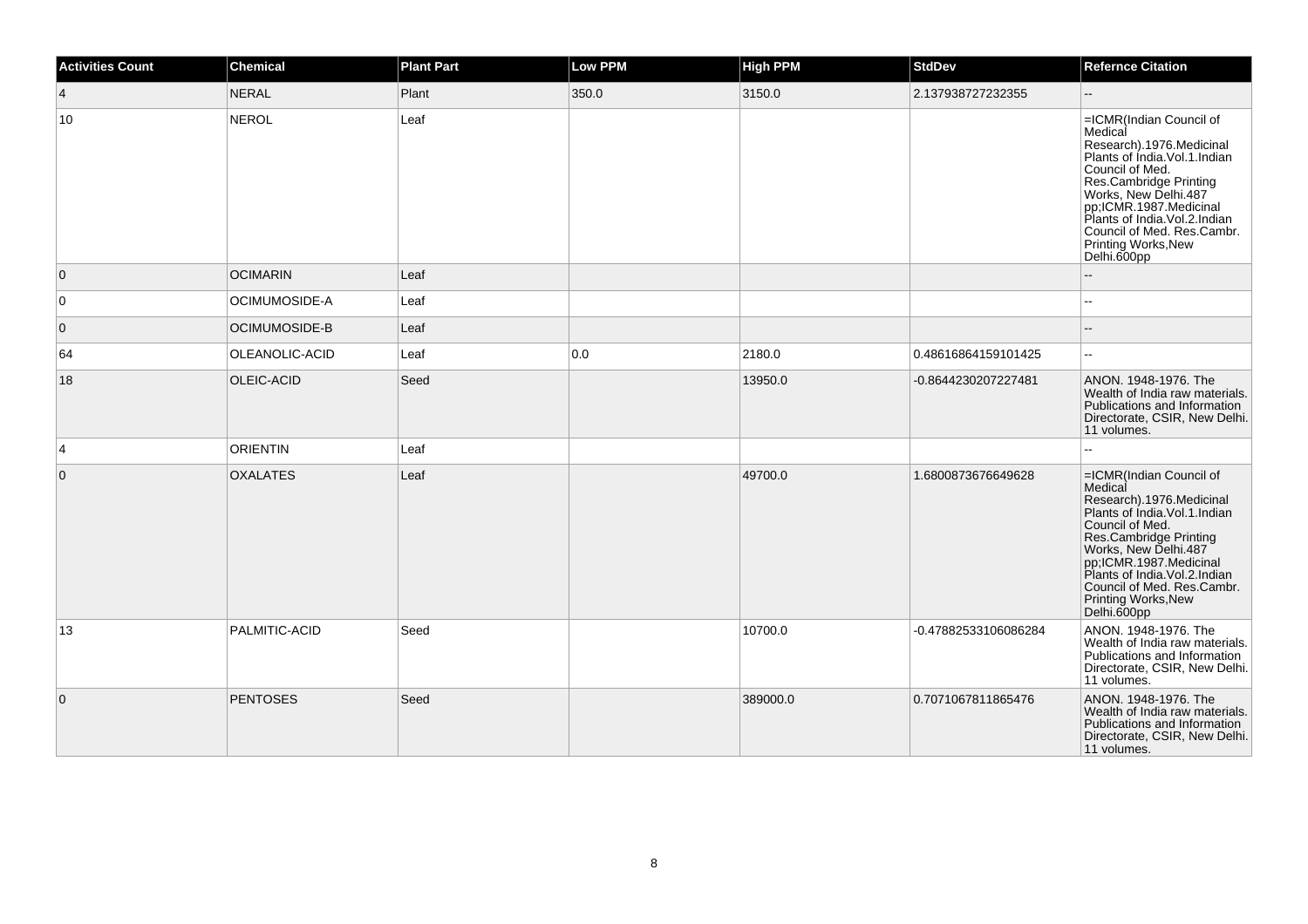| Activities Count | Chemical | Plant Part | Low PPM | High PPM | StdDev | Refernce Citation |
|---|---|---|---|---|---|---|
| 4 | NERAL | Plant | 350.0 | 3150.0 | 2.137938727232355 | -- |
| 10 | NEROL | Leaf | | | | =ICMR(Indian Council of Medical Research).1976.Medicinal Plants of India.Vol.1.Indian Council of Med. Res.Cambridge Printing Works, New Delhi.487 pp;ICMR.1987.Medicinal Plants of India.Vol.2.Indian Council of Med. Res.Cambr. Printing Works,New Delhi.600pp |
| 0 | OCIMARIN | Leaf | | | | -- |
| 0 | OCIMUMOSIDE-A | Leaf | | | | -- |
| 0 | OCIMUMOSIDE-B | Leaf | | | | -- |
| 64 | OLEANOLIC-ACID | Leaf | 0.0 | 2180.0 | 0.48616864159101425 | -- |
| 18 | OLEIC-ACID | Seed | | 13950.0 | -0.8644230207227481 | ANON. 1948-1976. The Wealth of India raw materials. Publications and Information Directorate, CSIR, New Delhi. 11 volumes. |
| 4 | ORIENTIN | Leaf | | | | -- |
| 0 | OXALATES | Leaf | | 49700.0 | 1.6800873676649628 | =ICMR(Indian Council of Medical Research).1976.Medicinal Plants of India.Vol.1.Indian Council of Med. Res.Cambridge Printing Works, New Delhi.487 pp;ICMR.1987.Medicinal Plants of India.Vol.2.Indian Council of Med. Res.Cambr. Printing Works,New Delhi.600pp |
| 13 | PALMITIC-ACID | Seed | | 10700.0 | -0.47882533106086284 | ANON. 1948-1976. The Wealth of India raw materials. Publications and Information Directorate, CSIR, New Delhi. 11 volumes. |
| 0 | PENTOSES | Seed | | 389000.0 | 0.7071067811865476 | ANON. 1948-1976. The Wealth of India raw materials. Publications and Information Directorate, CSIR, New Delhi. 11 volumes. |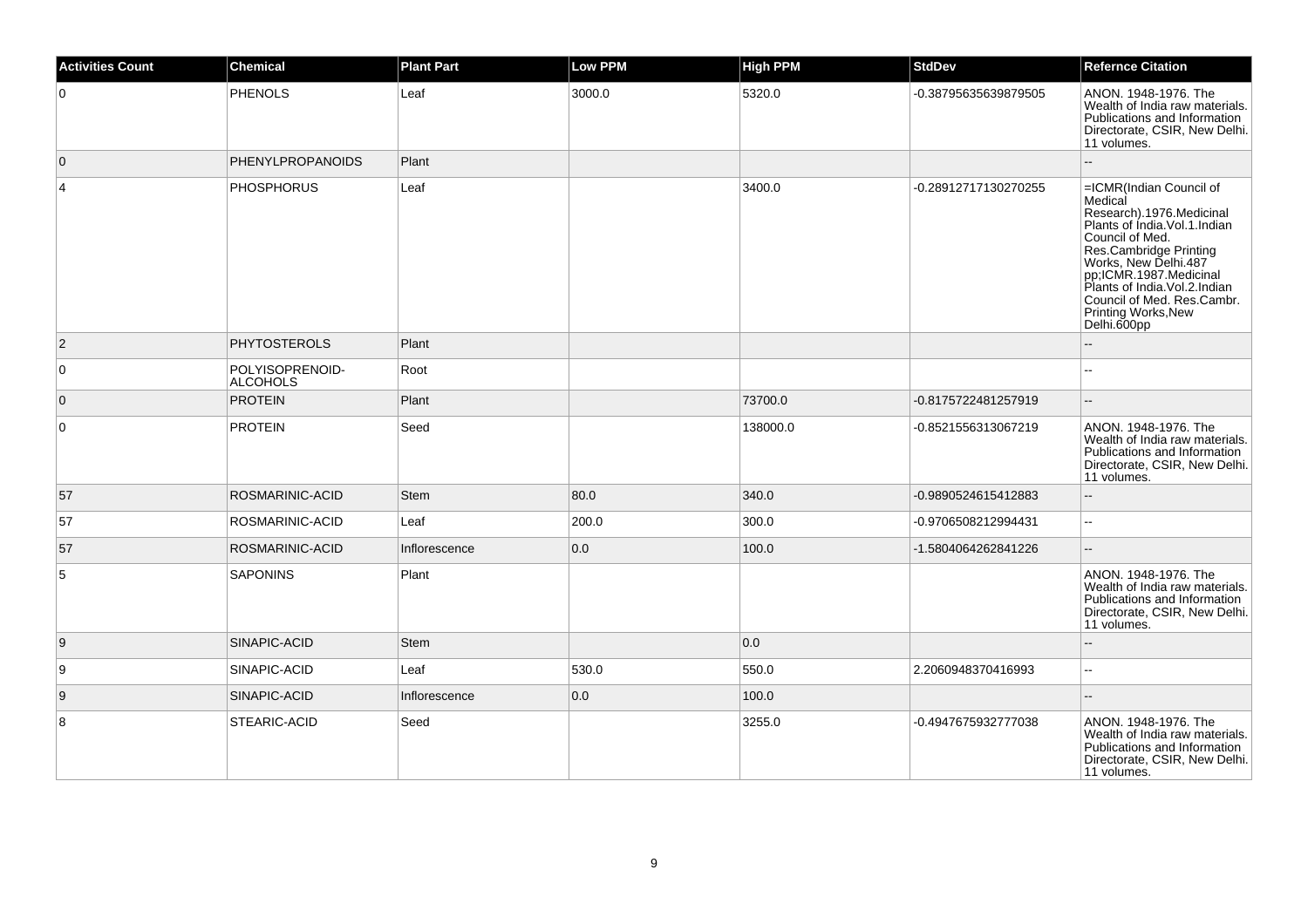| Activities Count | Chemical | Plant Part | Low PPM | High PPM | StdDev | Refernce Citation |
| --- | --- | --- | --- | --- | --- | --- |
| 0 | PHENOLS | Leaf | 3000.0 | 5320.0 | -0.38795635639879505 | ANON. 1948-1976. The Wealth of India raw materials. Publications and Information Directorate, CSIR, New Delhi. 11 volumes. |
| 0 | PHENYLPROPANOIDS | Plant | | | | -- |
| 4 | PHOSPHORUS | Leaf | | 3400.0 | -0.28912717130270255 | =ICMR(Indian Council of Medical Research).1976.Medicinal Plants of India.Vol.1.Indian Council of Med. Res.Cambridge Printing Works, New Delhi.487 pp;ICMR.1987.Medicinal Plants of India.Vol.2.Indian Council of Med. Res.Cambr. Printing Works,New Delhi.600pp |
| 2 | PHYTOSTEROLS | Plant | | | | -- |
| 0 | POLYISOPRENOID-ALCOHOLS | Root | | | | -- |
| 0 | PROTEIN | Plant | | 73700.0 | -0.8175722481257919 | -- |
| 0 | PROTEIN | Seed | | 138000.0 | -0.8521556313067219 | ANON. 1948-1976. The Wealth of India raw materials. Publications and Information Directorate, CSIR, New Delhi. 11 volumes. |
| 57 | ROSMARINIC-ACID | Stem | 80.0 | 340.0 | -0.9890524615412883 | -- |
| 57 | ROSMARINIC-ACID | Leaf | 200.0 | 300.0 | -0.9706508212994431 | -- |
| 57 | ROSMARINIC-ACID | Inflorescence | 0.0 | 100.0 | -1.5804064262841226 | -- |
| 5 | SAPONINS | Plant | | | | ANON. 1948-1976. The Wealth of India raw materials. Publications and Information Directorate, CSIR, New Delhi. 11 volumes. |
| 9 | SINAPIC-ACID | Stem | | 0.0 | | -- |
| 9 | SINAPIC-ACID | Leaf | 530.0 | 550.0 | 2.2060948370416993 | -- |
| 9 | SINAPIC-ACID | Inflorescence | 0.0 | 100.0 | | -- |
| 8 | STEARIC-ACID | Seed | | 3255.0 | -0.4947675932777038 | ANON. 1948-1976. The Wealth of India raw materials. Publications and Information Directorate, CSIR, New Delhi. 11 volumes. |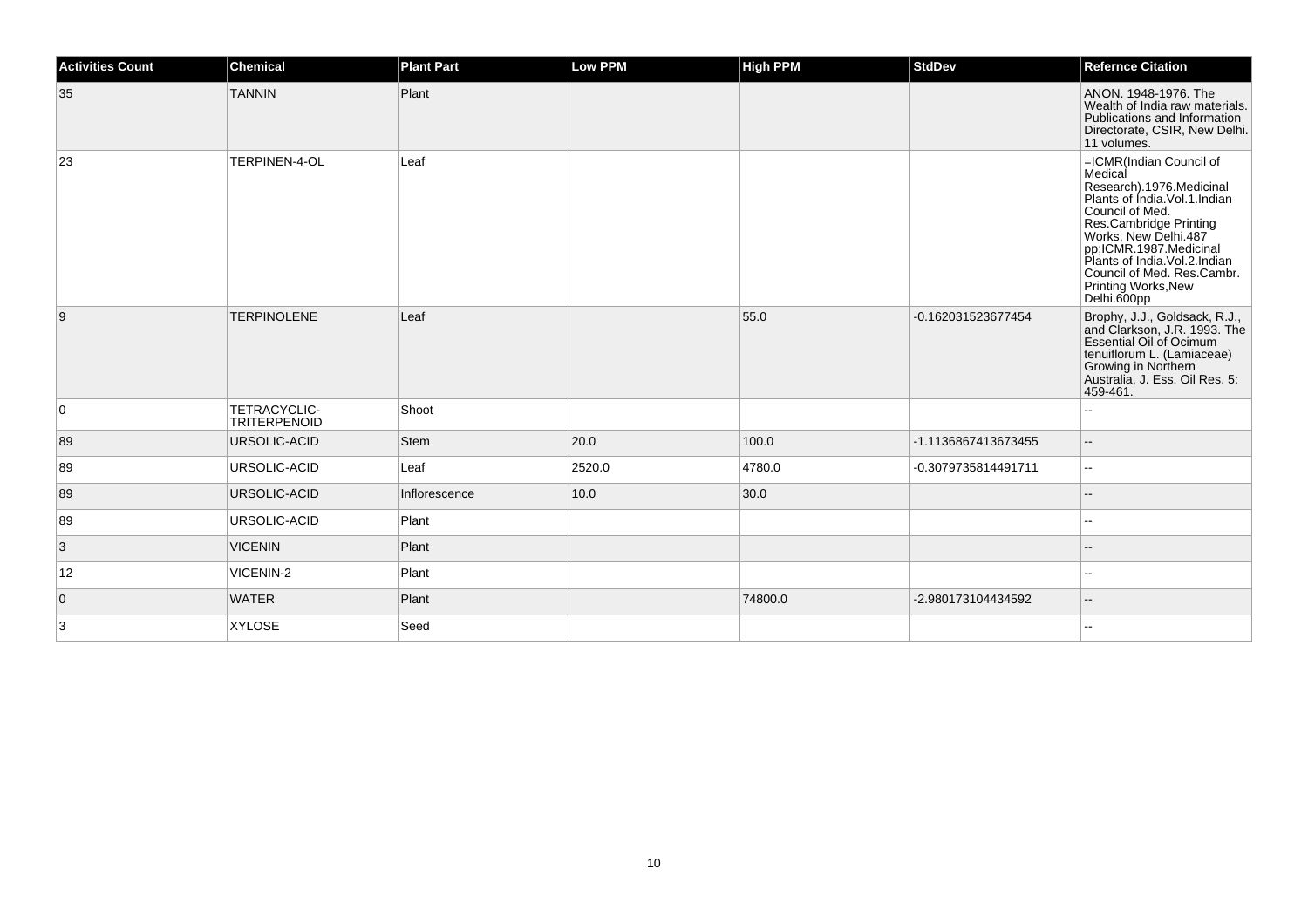| Activities Count | Chemical | Plant Part | Low PPM | High PPM | StdDev | Refernce Citation |
| --- | --- | --- | --- | --- | --- | --- |
| 35 | TANNIN | Plant | | | | ANON. 1948-1976. The Wealth of India raw materials. Publications and Information Directorate, CSIR, New Delhi. 11 volumes. |
| 23 | TERPINEN-4-OL | Leaf | | | | =ICMR(Indian Council of Medical Research).1976.Medicinal Plants of India.Vol.1.Indian Council of Med. Res.Cambridge Printing Works, New Delhi.487 pp;ICMR.1987.Medicinal Plants of India.Vol.2.Indian Council of Med. Res.Cambr. Printing Works,New Delhi.600pp |
| 9 | TERPINOLENE | Leaf | | 55.0 | -0.162031523677454 | Brophy, J.J., Goldsack, R.J., and Clarkson, J.R. 1993. The Essential Oil of Ocimum tenuiflorum L. (Lamiaceae) Growing in Northern Australia, J. Ess. Oil Res. 5: 459-461. |
| 0 | TETRACYCLIC-TRITERPENOID | Shoot | | | | -- |
| 89 | URSOLIC-ACID | Stem | 20.0 | 100.0 | -1.1136867413673455 | -- |
| 89 | URSOLIC-ACID | Leaf | 2520.0 | 4780.0 | -0.3079735814491711 | -- |
| 89 | URSOLIC-ACID | Inflorescence | 10.0 | 30.0 | | -- |
| 89 | URSOLIC-ACID | Plant | | | | -- |
| 3 | VICENIN | Plant | | | | -- |
| 12 | VICENIN-2 | Plant | | | | -- |
| 0 | WATER | Plant | | 74800.0 | -2.980173104434592 | -- |
| 3 | XYLOSE | Seed | | | | -- |